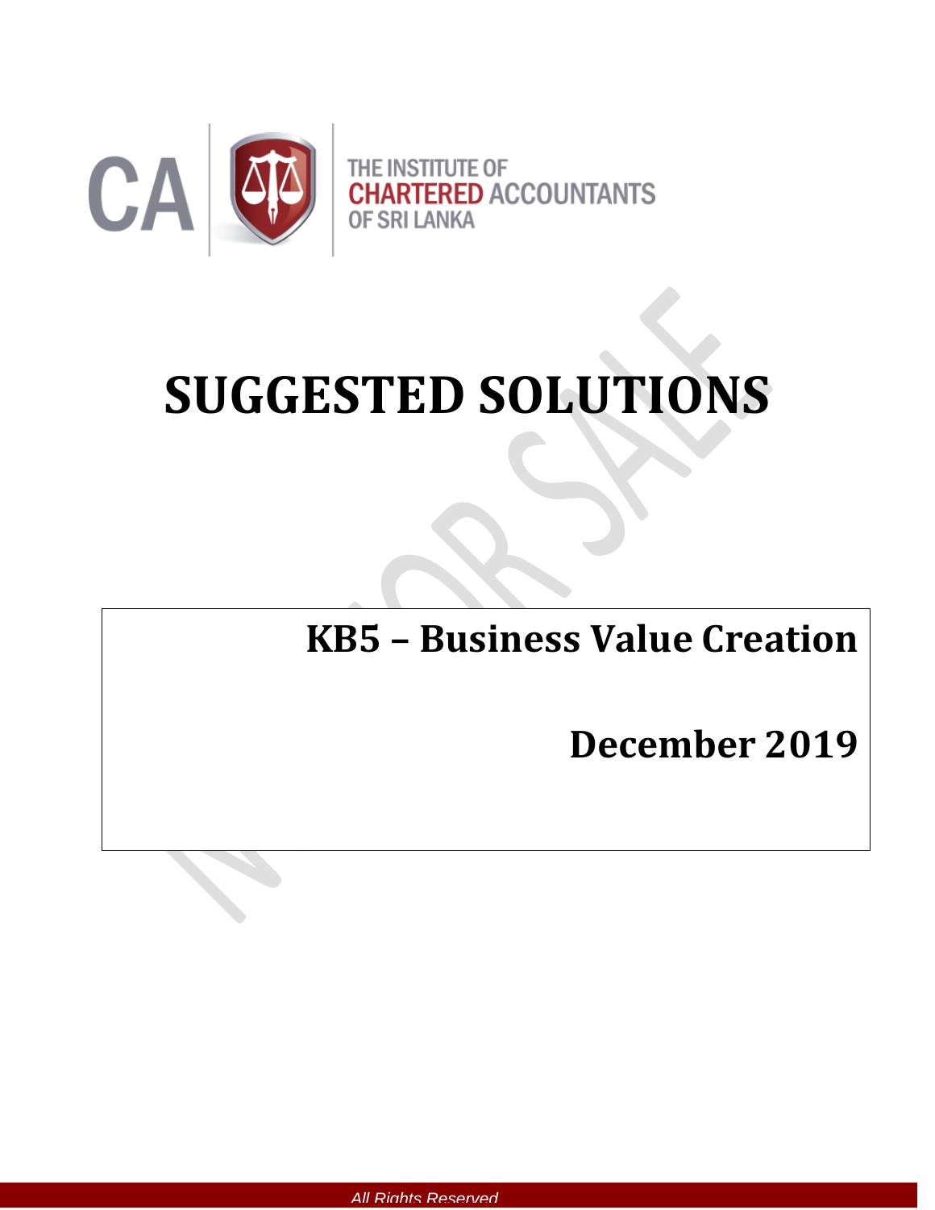CA

THE INSTITUTE OF
CHARTERED ACCOUNTANTS
OF SRI LANKA

# SUGGESTED SOLUTIONS

## KB5 – Business Value Creation

## December 2019

All Rights Reserved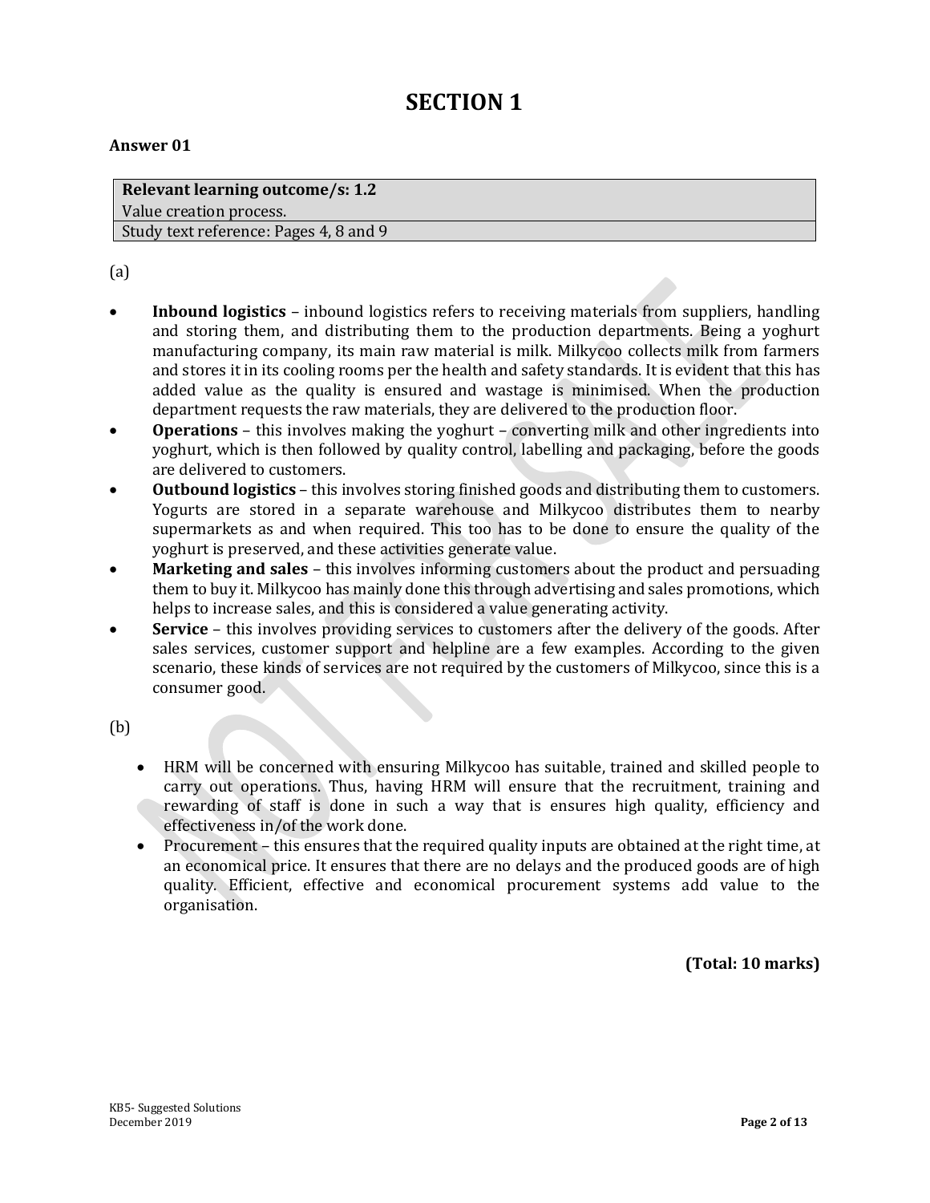# SECTION 1

**Answer 01**

| **Relevant learning outcome/s: 1.2** |
|---|
| Value creation process. |
| Study text reference: Pages 4, 8 and 9 |

(a)

- **Inbound logistics** – inbound logistics refers to receiving materials from suppliers, handling and storing them, and distributing them to the production departments. Being a yoghurt manufacturing company, its main raw material is milk. Milkycoo collects milk from farmers and stores it in its cooling rooms per the health and safety standards. It is evident that this has added value as the quality is ensured and wastage is minimised. When the production department requests the raw materials, they are delivered to the production floor.
- **Operations** – this involves making the yoghurt – converting milk and other ingredients into yoghurt, which is then followed by quality control, labelling and packaging, before the goods are delivered to customers.
- **Outbound logistics** – this involves storing finished goods and distributing them to customers. Yogurts are stored in a separate warehouse and Milkycoo distributes them to nearby supermarkets as and when required. This too has to be done to ensure the quality of the yoghurt is preserved, and these activities generate value.
- **Marketing and sales** – this involves informing customers about the product and persuading them to buy it. Milkycoo has mainly done this through advertising and sales promotions, which helps to increase sales, and this is considered a value generating activity.
- **Service** – this involves providing services to customers after the delivery of the goods. After sales services, customer support and helpline are a few examples. According to the given scenario, these kinds of services are not required by the customers of Milkycoo, since this is a consumer good.

(b)

- HRM will be concerned with ensuring Milkycoo has suitable, trained and skilled people to carry out operations. Thus, having HRM will ensure that the recruitment, training and rewarding of staff is done in such a way that is ensures high quality, efficiency and effectiveness in/of the work done.
- Procurement – this ensures that the required quality inputs are obtained at the right time, at an economical price. It ensures that there are no delays and the produced goods are of high quality. Efficient, effective and economical procurement systems add value to the organisation.

**(Total: 10 marks)**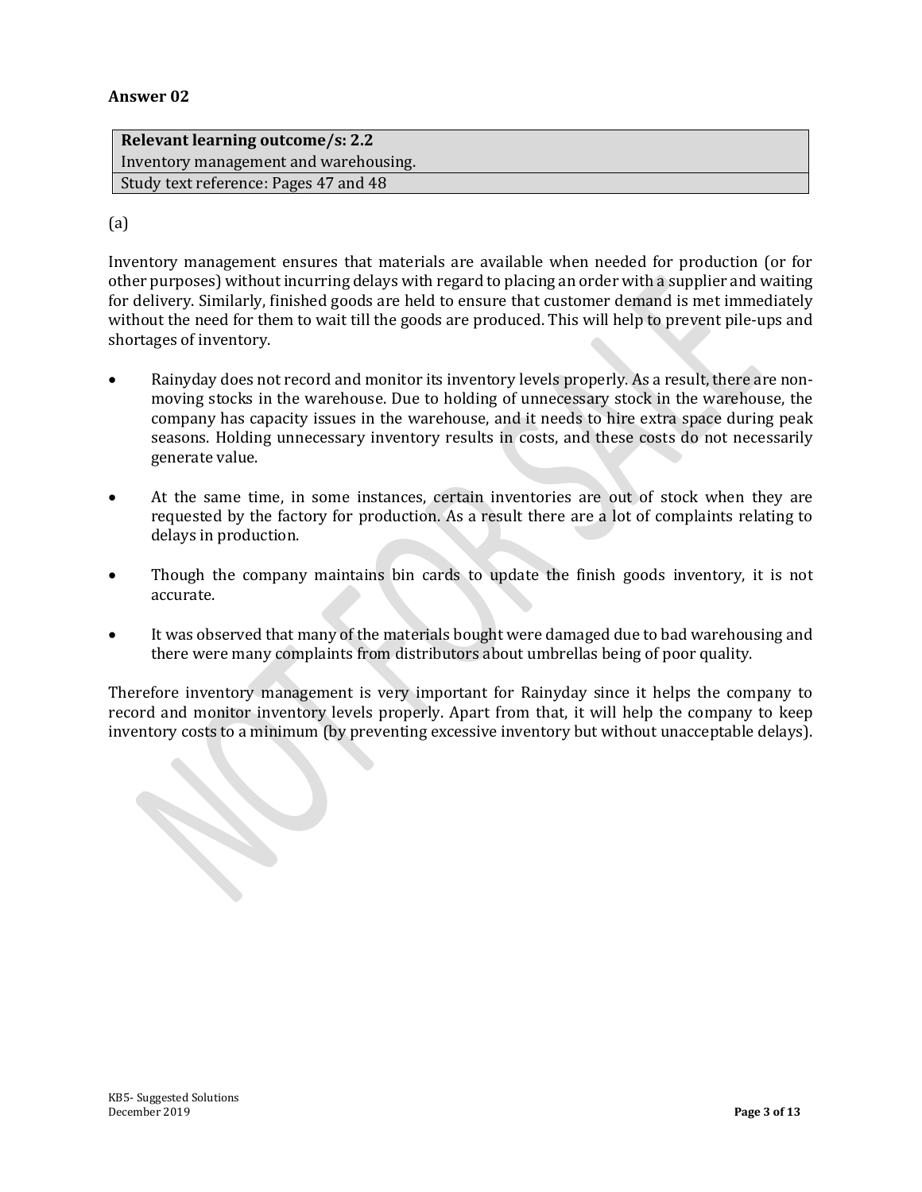## Answer 02

| **Relevant learning outcome/s: 2.2** |
|---|
| Inventory management and warehousing. |
| Study text reference: Pages 47 and 48 |

(a)

Inventory management ensures that materials are available when needed for production (or for other purposes) without incurring delays with regard to placing an order with a supplier and waiting for delivery. Similarly, finished goods are held to ensure that customer demand is met immediately without the need for them to wait till the goods are produced. This will help to prevent pile-ups and shortages of inventory.

- Rainyday does not record and monitor its inventory levels properly. As a result, there are non-moving stocks in the warehouse. Due to holding of unnecessary stock in the warehouse, the company has capacity issues in the warehouse, and it needs to hire extra space during peak seasons. Holding unnecessary inventory results in costs, and these costs do not necessarily generate value.

- At the same time, in some instances, certain inventories are out of stock when they are requested by the factory for production. As a result there are a lot of complaints relating to delays in production.

- Though the company maintains bin cards to update the finish goods inventory, it is not accurate.

- It was observed that many of the materials bought were damaged due to bad warehousing and there were many complaints from distributors about umbrellas being of poor quality.

Therefore inventory management is very important for Rainyday since it helps the company to record and monitor inventory levels properly. Apart from that, it will help the company to keep inventory costs to a minimum (by preventing excessive inventory but without unacceptable delays).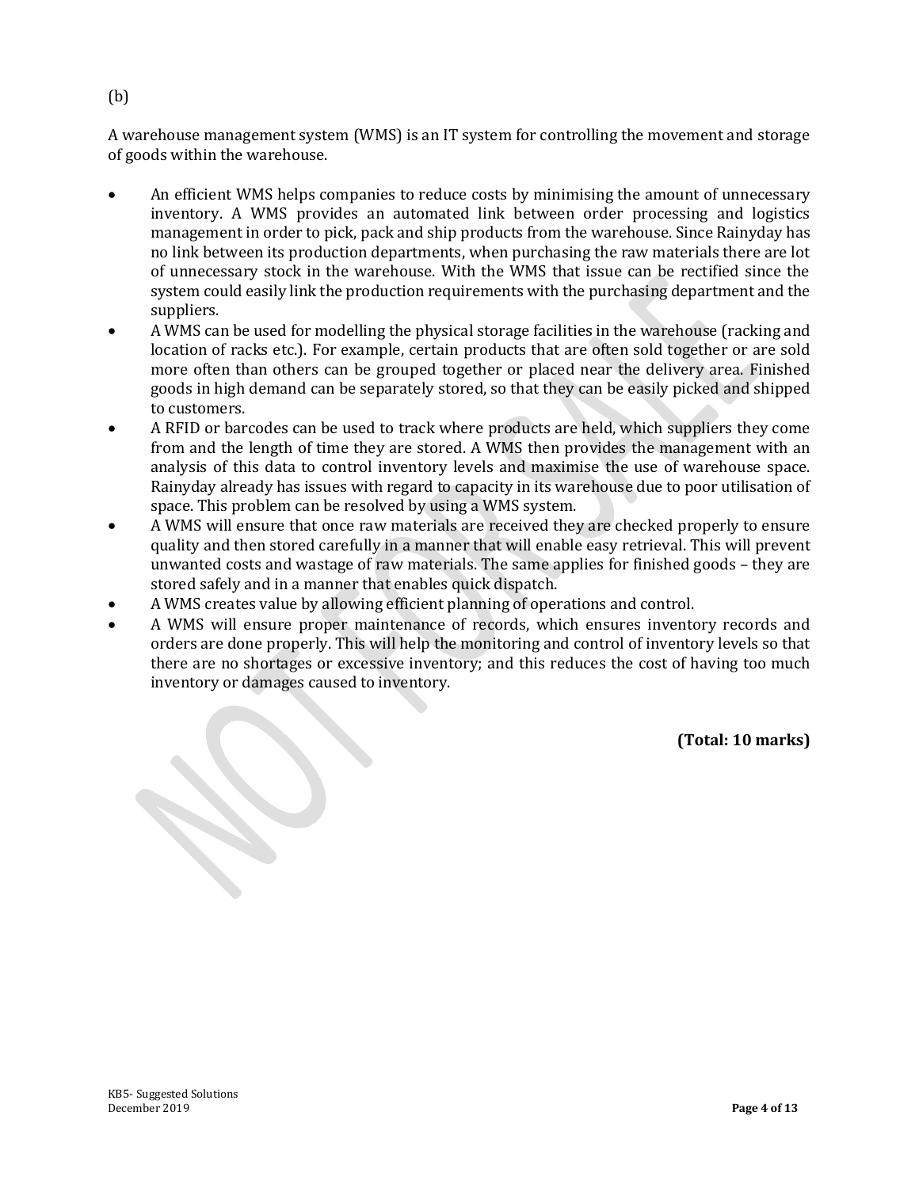(b)

A warehouse management system (WMS) is an IT system for controlling the movement and storage of goods within the warehouse.

- An efficient WMS helps companies to reduce costs by minimising the amount of unnecessary inventory. A WMS provides an automated link between order processing and logistics management in order to pick, pack and ship products from the warehouse. Since Rainyday has no link between its production departments, when purchasing the raw materials there are lot of unnecessary stock in the warehouse. With the WMS that issue can be rectified since the system could easily link the production requirements with the purchasing department and the suppliers.
- A WMS can be used for modelling the physical storage facilities in the warehouse (racking and location of racks etc.). For example, certain products that are often sold together or are sold more often than others can be grouped together or placed near the delivery area. Finished goods in high demand can be separately stored, so that they can be easily picked and shipped to customers.
- A RFID or barcodes can be used to track where products are held, which suppliers they come from and the length of time they are stored. A WMS then provides the management with an analysis of this data to control inventory levels and maximise the use of warehouse space. Rainyday already has issues with regard to capacity in its warehouse due to poor utilisation of space. This problem can be resolved by using a WMS system.
- A WMS will ensure that once raw materials are received they are checked properly to ensure quality and then stored carefully in a manner that will enable easy retrieval. This will prevent unwanted costs and wastage of raw materials. The same applies for finished goods – they are stored safely and in a manner that enables quick dispatch.
- A WMS creates value by allowing efficient planning of operations and control.
- A WMS will ensure proper maintenance of records, which ensures inventory records and orders are done properly. This will help the monitoring and control of inventory levels so that there are no shortages or excessive inventory; and this reduces the cost of having too much inventory or damages caused to inventory.

**(Total: 10 marks)**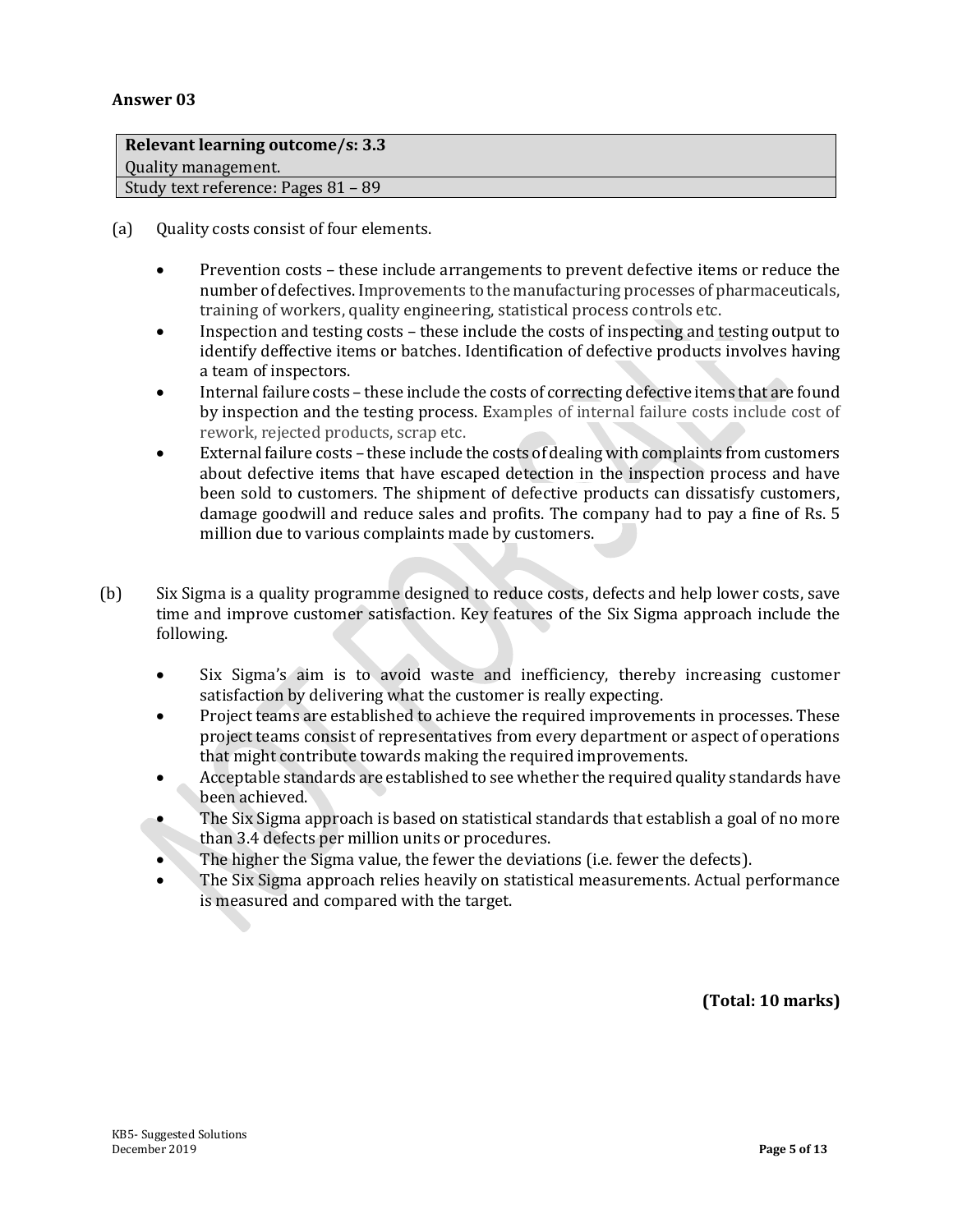**Answer 03**

| **Relevant learning outcome/s: 3.3** |
|---|
| Quality management. |
| Study text reference: Pages 81 – 89 |

(a) Quality costs consist of four elements.

- Prevention costs – these include arrangements to prevent defective items or reduce the number of defectives. Improvements to the manufacturing processes of pharmaceuticals, training of workers, quality engineering, statistical process controls etc.
- Inspection and testing costs – these include the costs of inspecting and testing output to identify deffective items or batches. Identification of defective products involves having a team of inspectors.
- Internal failure costs – these include the costs of correcting defective items that are found by inspection and the testing process. Examples of internal failure costs include cost of rework, rejected products, scrap etc.
- External failure costs – these include the costs of dealing with complaints from customers about defective items that have escaped detection in the inspection process and have been sold to customers. The shipment of defective products can dissatisfy customers, damage goodwill and reduce sales and profits. The company had to pay a fine of Rs. 5 million due to various complaints made by customers.

(b) Six Sigma is a quality programme designed to reduce costs, defects and help lower costs, save time and improve customer satisfaction. Key features of the Six Sigma approach include the following.

- Six Sigma's aim is to avoid waste and inefficiency, thereby increasing customer satisfaction by delivering what the customer is really expecting.
- Project teams are established to achieve the required improvements in processes. These project teams consist of representatives from every department or aspect of operations that might contribute towards making the required improvements.
- Acceptable standards are established to see whether the required quality standards have been achieved.
- The Six Sigma approach is based on statistical standards that establish a goal of no more than 3.4 defects per million units or procedures.
- The higher the Sigma value, the fewer the deviations (i.e. fewer the defects).
- The Six Sigma approach relies heavily on statistical measurements. Actual performance is measured and compared with the target.

**(Total: 10 marks)**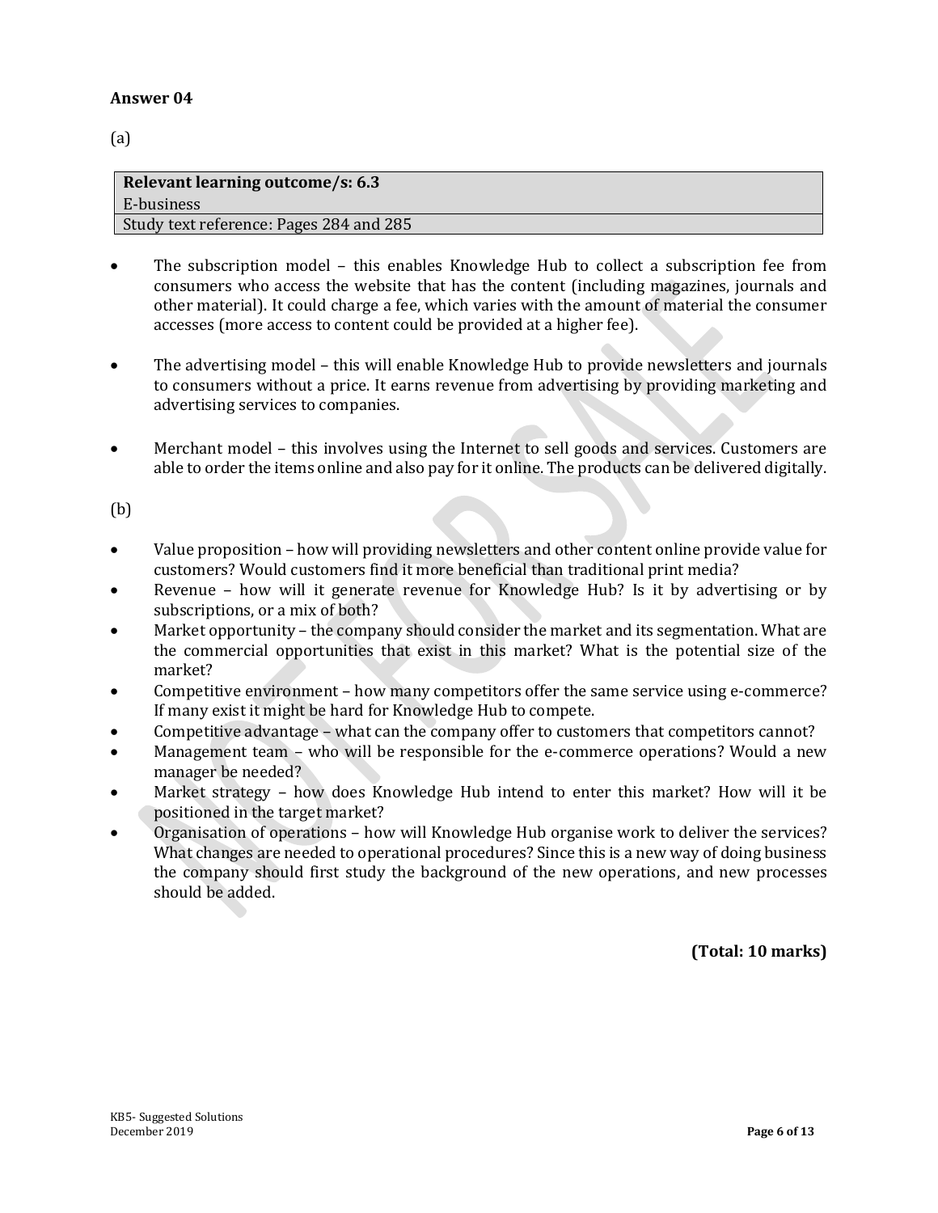**Answer 04**

(a)

| **Relevant learning outcome/s: 6.3** |
| --- |
| E-business |
| Study text reference: Pages 284 and 285 |

- The subscription model – this enables Knowledge Hub to collect a subscription fee from consumers who access the website that has the content (including magazines, journals and other material). It could charge a fee, which varies with the amount of material the consumer accesses (more access to content could be provided at a higher fee).

- The advertising model – this will enable Knowledge Hub to provide newsletters and journals to consumers without a price. It earns revenue from advertising by providing marketing and advertising services to companies.

- Merchant model – this involves using the Internet to sell goods and services. Customers are able to order the items online and also pay for it online. The products can be delivered digitally.

(b)

- Value proposition – how will providing newsletters and other content online provide value for customers? Would customers find it more beneficial than traditional print media?
- Revenue – how will it generate revenue for Knowledge Hub? Is it by advertising or by subscriptions, or a mix of both?
- Market opportunity – the company should consider the market and its segmentation. What are the commercial opportunities that exist in this market? What is the potential size of the market?
- Competitive environment – how many competitors offer the same service using e-commerce? If many exist it might be hard for Knowledge Hub to compete.
- Competitive advantage – what can the company offer to customers that competitors cannot?
- Management team – who will be responsible for the e-commerce operations? Would a new manager be needed?
- Market strategy – how does Knowledge Hub intend to enter this market? How will it be positioned in the target market?
- Organisation of operations – how will Knowledge Hub organise work to deliver the services? What changes are needed to operational procedures? Since this is a new way of doing business the company should first study the background of the new operations, and new processes should be added.

**(Total: 10 marks)**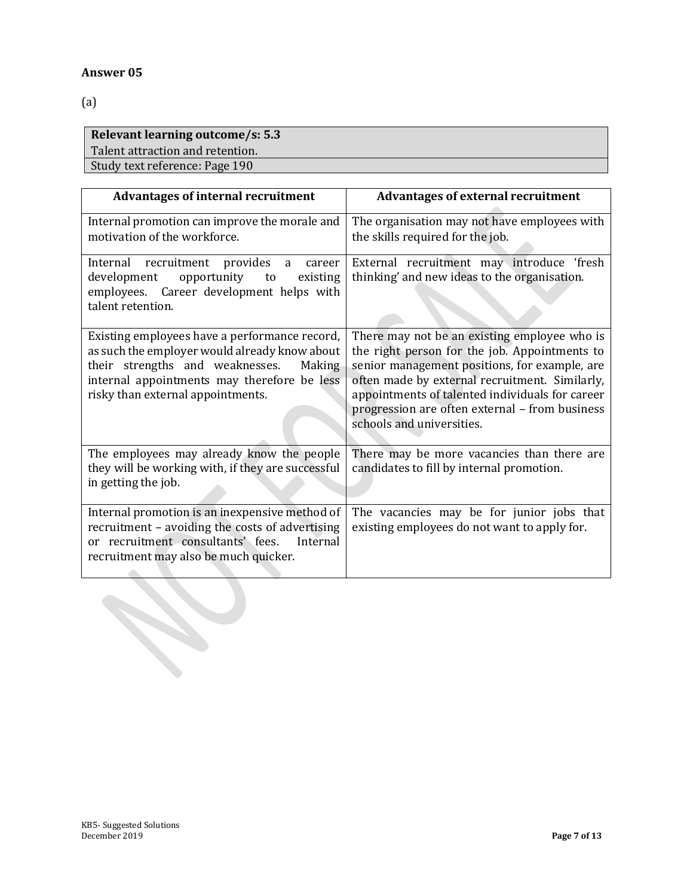## Answer 05

(a)

| Relevant learning outcome/s: 5.3 |
|---|
| Talent attraction and retention. |
| Study text reference: Page 190 |

| Advantages of internal recruitment | Advantages of external recruitment |
|---|---|
| Internal promotion can improve the morale and motivation of the workforce. | The organisation may not have employees with the skills required for the job. |
| Internal recruitment provides a career development opportunity to existing employees. Career development helps with talent retention. | External recruitment may introduce 'fresh thinking' and new ideas to the organisation. |
| Existing employees have a performance record, as such the employer would already know about their strengths and weaknesses. Making internal appointments may therefore be less risky than external appointments. | There may not be an existing employee who is the right person for the job. Appointments to senior management positions, for example, are often made by external recruitment. Similarly, appointments of talented individuals for career progression are often external – from business schools and universities. |
| The employees may already know the people they will be working with, if they are successful in getting the job. | There may be more vacancies than there are candidates to fill by internal promotion. |
| Internal promotion is an inexpensive method of recruitment – avoiding the costs of advertising or recruitment consultants' fees. Internal recruitment may also be much quicker. | The vacancies may be for junior jobs that existing employees do not want to apply for. |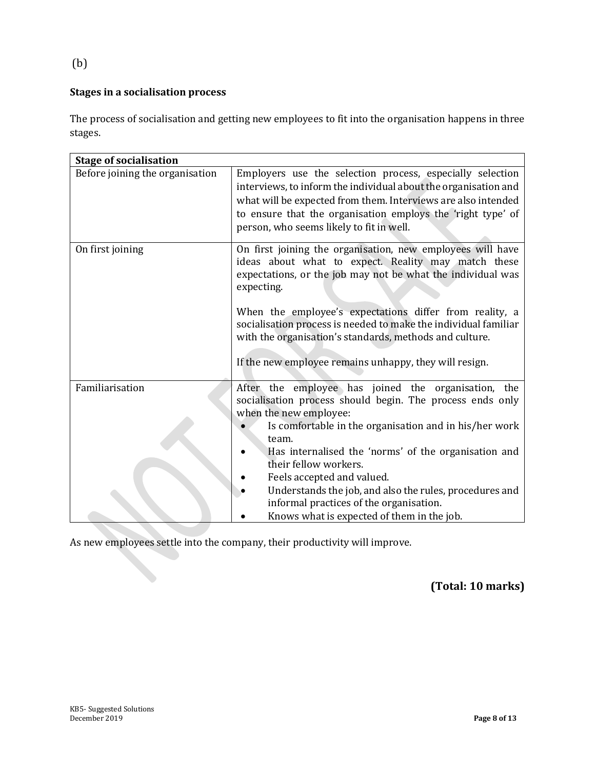(b)

**Stages in a socialisation process**

The process of socialisation and getting new employees to fit into the organisation happens in three stages.

| **Stage of socialisation** | |
|---|---|
| Before joining the organisation | Employers use the selection process, especially selection interviews, to inform the individual about the organisation and what will be expected from them. Interviews are also intended to ensure that the organisation employs the 'right type' of person, who seems likely to fit in well. |
| On first joining | On first joining the organisation, new employees will have ideas about what to expect. Reality may match these expectations, or the job may not be what the individual was expecting.<br><br>When the employee's expectations differ from reality, a socialisation process is needed to make the individual familiar with the organisation's standards, methods and culture.<br><br>If the new employee remains unhappy, they will resign. |
| Familiarisation | After the employee has joined the organisation, the socialisation process should begin. The process ends only when the new employee:<br>• Is comfortable in the organisation and in his/her work team.<br>• Has internalised the 'norms' of the organisation and their fellow workers.<br>• Feels accepted and valued.<br>• Understands the job, and also the rules, procedures and informal practices of the organisation.<br>• Knows what is expected of them in the job. |

As new employees settle into the company, their productivity will improve.

**(Total: 10 marks)**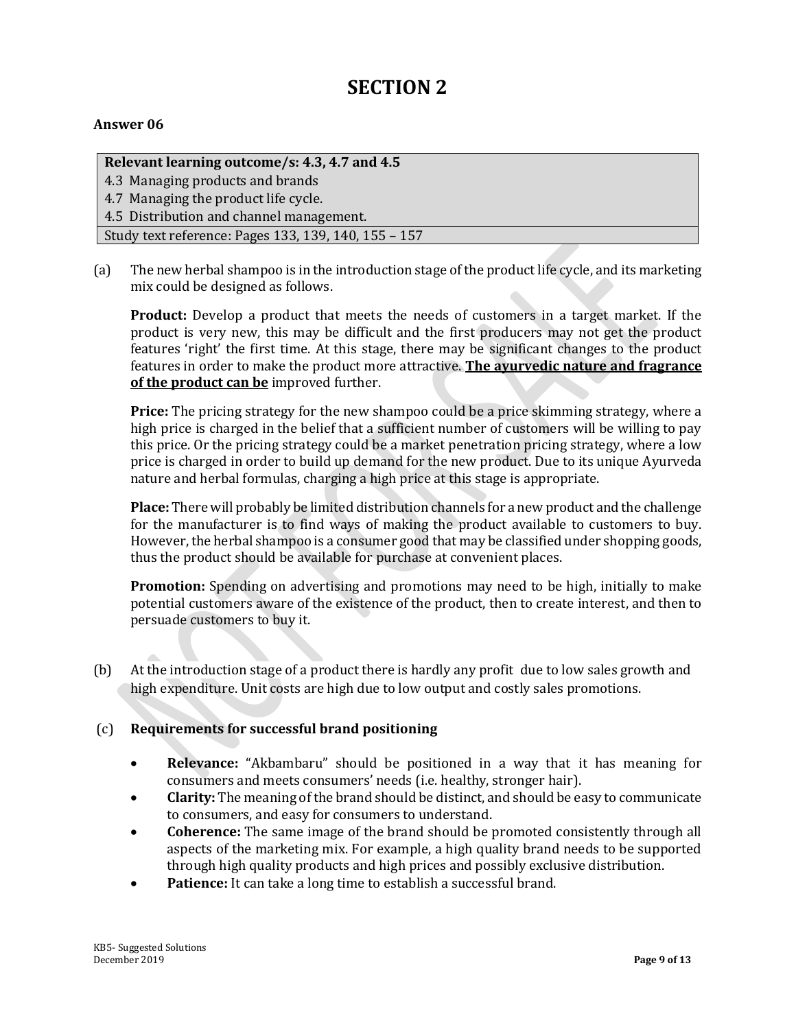# SECTION 2

**Answer 06**

| **Relevant learning outcome/s: 4.3, 4.7 and 4.5** |
|---|
| 4.3 Managing products and brands |
| 4.7 Managing the product life cycle. |
| 4.5 Distribution and channel management. |
| Study text reference: Pages 133, 139, 140, 155 – 157 |

(a) The new herbal shampoo is in the introduction stage of the product life cycle, and its marketing mix could be designed as follows.

**Product:** Develop a product that meets the needs of customers in a target market. If the product is very new, this may be difficult and the first producers may not get the product features 'right' the first time. At this stage, there may be significant changes to the product features in order to make the product more attractive. **The ayurvedic nature and fragrance of the product can be** improved further.

**Price:** The pricing strategy for the new shampoo could be a price skimming strategy, where a high price is charged in the belief that a sufficient number of customers will be willing to pay this price. Or the pricing strategy could be a market penetration pricing strategy, where a low price is charged in order to build up demand for the new product. Due to its unique Ayurveda nature and herbal formulas, charging a high price at this stage is appropriate.

**Place:** There will probably be limited distribution channels for a new product and the challenge for the manufacturer is to find ways of making the product available to customers to buy. However, the herbal shampoo is a consumer good that may be classified under shopping goods, thus the product should be available for purchase at convenient places.

**Promotion:** Spending on advertising and promotions may need to be high, initially to make potential customers aware of the existence of the product, then to create interest, and then to persuade customers to buy it.

(b) At the introduction stage of a product there is hardly any profit due to low sales growth and high expenditure. Unit costs are high due to low output and costly sales promotions.

(c) **Requirements for successful brand positioning**

- **Relevance:** "Akbambaru" should be positioned in a way that it has meaning for consumers and meets consumers' needs (i.e. healthy, stronger hair).
- **Clarity:** The meaning of the brand should be distinct, and should be easy to communicate to consumers, and easy for consumers to understand.
- **Coherence:** The same image of the brand should be promoted consistently through all aspects of the marketing mix. For example, a high quality brand needs to be supported through high quality products and high prices and possibly exclusive distribution.
- **Patience:** It can take a long time to establish a successful brand.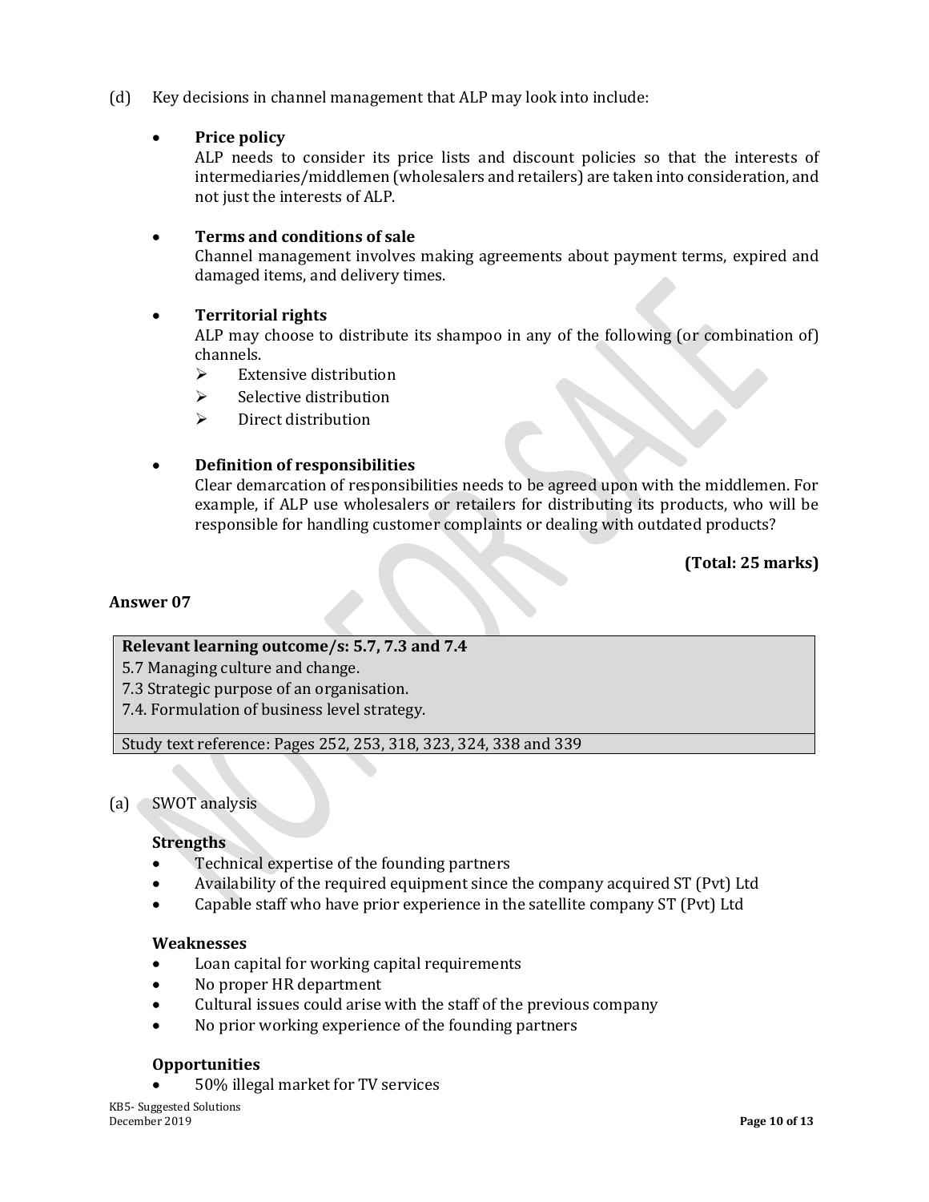(d) Key decisions in channel management that ALP may look into include:

- **Price policy**
  ALP needs to consider its price lists and discount policies so that the interests of intermediaries/middlemen (wholesalers and retailers) are taken into consideration, and not just the interests of ALP.

- **Terms and conditions of sale**
  Channel management involves making agreements about payment terms, expired and damaged items, and delivery times.

- **Territorial rights**
  ALP may choose to distribute its shampoo in any of the following (or combination of) channels.
  - Extensive distribution
  - Selective distribution
  - Direct distribution

- **Definition of responsibilities**
  Clear demarcation of responsibilities needs to be agreed upon with the middlemen. For example, if ALP use wholesalers or retailers for distributing its products, who will be responsible for handling customer complaints or dealing with outdated products?

**(Total: 25 marks)**

### Answer 07

| **Relevant learning outcome/s: 5.7, 7.3 and 7.4**<br>5.7 Managing culture and change.<br>7.3 Strategic purpose of an organisation.<br>7.4. Formulation of business level strategy. |
| --- |
| Study text reference: Pages 252, 253, 318, 323, 324, 338 and 339 |

(a) SWOT analysis

**Strengths**
- Technical expertise of the founding partners
- Availability of the required equipment since the company acquired ST (Pvt) Ltd
- Capable staff who have prior experience in the satellite company ST (Pvt) Ltd

**Weaknesses**
- Loan capital for working capital requirements
- No proper HR department
- Cultural issues could arise with the staff of the previous company
- No prior working experience of the founding partners

**Opportunities**
- 50% illegal market for TV services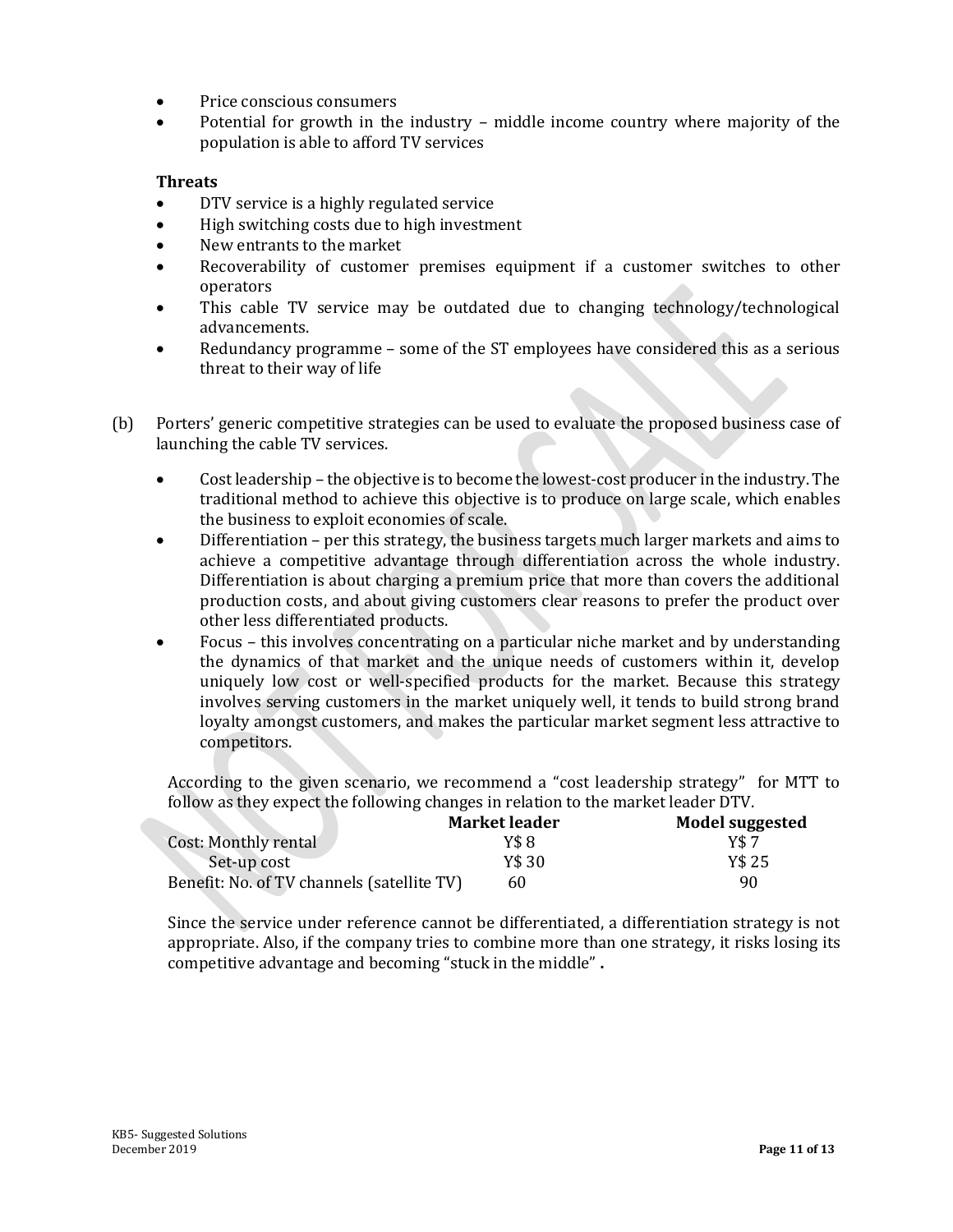- Price conscious consumers
- Potential for growth in the industry – middle income country where majority of the population is able to afford TV services

**Threats**

- DTV service is a highly regulated service
- High switching costs due to high investment
- New entrants to the market
- Recoverability of customer premises equipment if a customer switches to other operators
- This cable TV service may be outdated due to changing technology/technological advancements.
- Redundancy programme – some of the ST employees have considered this as a serious threat to their way of life

(b) Porters' generic competitive strategies can be used to evaluate the proposed business case of launching the cable TV services.

- Cost leadership – the objective is to become the lowest-cost producer in the industry. The traditional method to achieve this objective is to produce on large scale, which enables the business to exploit economies of scale.
- Differentiation – per this strategy, the business targets much larger markets and aims to achieve a competitive advantage through differentiation across the whole industry. Differentiation is about charging a premium price that more than covers the additional production costs, and about giving customers clear reasons to prefer the product over other less differentiated products.
- Focus – this involves concentrating on a particular niche market and by understanding the dynamics of that market and the unique needs of customers within it, develop uniquely low cost or well-specified products for the market. Because this strategy involves serving customers in the market uniquely well, it tends to build strong brand loyalty amongst customers, and makes the particular market segment less attractive to competitors.

According to the given scenario, we recommend a "cost leadership strategy" for MTT to follow as they expect the following changes in relation to the market leader DTV.

| | Market leader | Model suggested |
|---|---|---|
| Cost: Monthly rental | Y$ 8 | Y$ 7 |
| Set-up cost | Y$ 30 | Y$ 25 |
| Benefit: No. of TV channels (satellite TV) | 60 | 90 |

Since the service under reference cannot be differentiated, a differentiation strategy is not appropriate. Also, if the company tries to combine more than one strategy, it risks losing its competitive advantage and becoming "stuck in the middle" **.**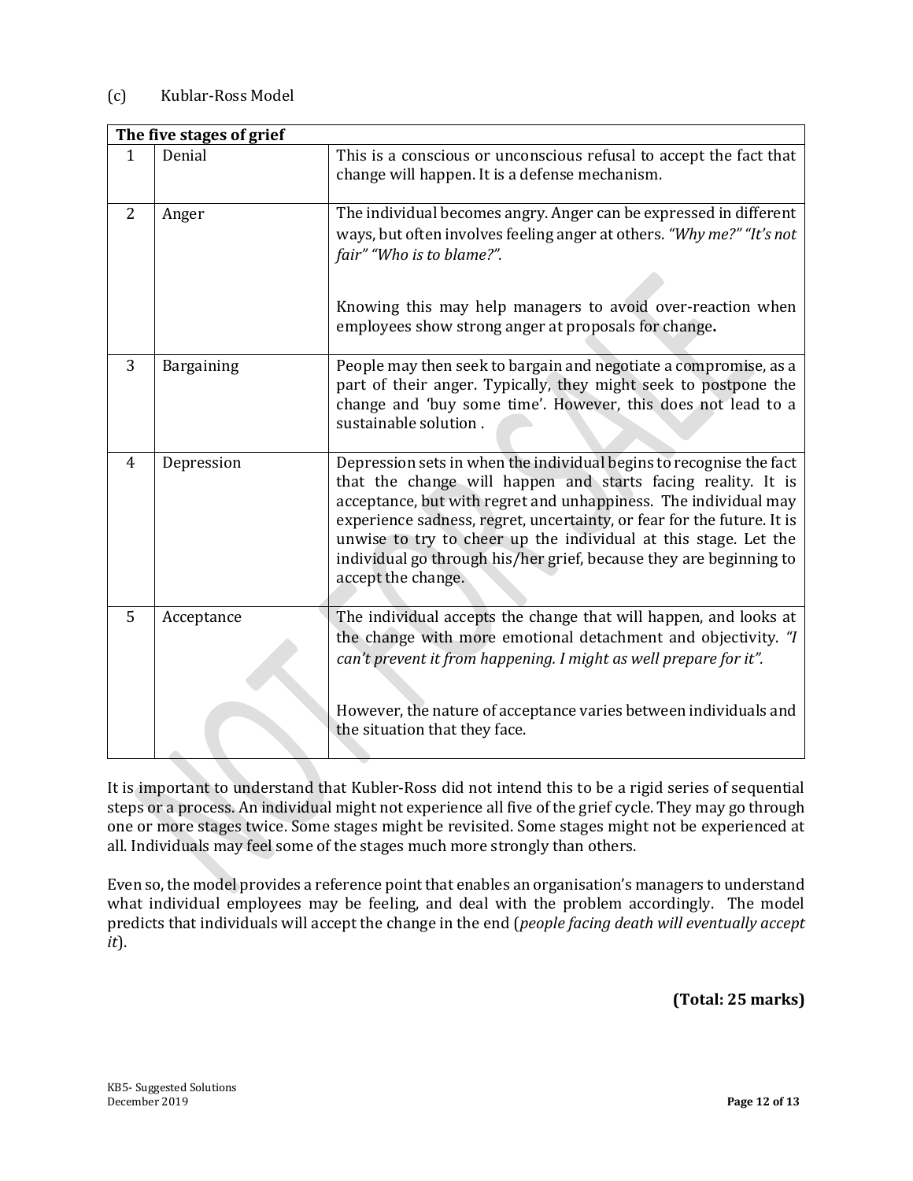(c) Kublar-Ross Model

| The five stages of grief | | |
|---|---|---|
| 1 | Denial | This is a conscious or unconscious refusal to accept the fact that change will happen. It is a defense mechanism. |
| 2 | Anger | The individual becomes angry. Anger can be expressed in different ways, but often involves feeling anger at others. *"Why me?" "It's not fair" "Who is to blame?".*<br><br>Knowing this may help managers to avoid over-reaction when employees show strong anger at proposals for change**.** |
| 3 | Bargaining | People may then seek to bargain and negotiate a compromise, as a part of their anger. Typically, they might seek to postpone the change and 'buy some time'. However, this does not lead to a sustainable solution . |
| 4 | Depression | Depression sets in when the individual begins to recognise the fact that the change will happen and starts facing reality. It is acceptance, but with regret and unhappiness. The individual may experience sadness, regret, uncertainty, or fear for the future. It is unwise to try to cheer up the individual at this stage. Let the individual go through his/her grief, because they are beginning to accept the change. |
| 5 | Acceptance | The individual accepts the change that will happen, and looks at the change with more emotional detachment and objectivity. *"I can't prevent it from happening. I might as well prepare for it".*<br><br>However, the nature of acceptance varies between individuals and the situation that they face. |

It is important to understand that Kubler-Ross did not intend this to be a rigid series of sequential steps or a process. An individual might not experience all five of the grief cycle. They may go through one or more stages twice. Some stages might be revisited. Some stages might not be experienced at all. Individuals may feel some of the stages much more strongly than others.

Even so, the model provides a reference point that enables an organisation's managers to understand what individual employees may be feeling, and deal with the problem accordingly. The model predicts that individuals will accept the change in the end (*people facing death will eventually accept it*).

**(Total: 25 marks)**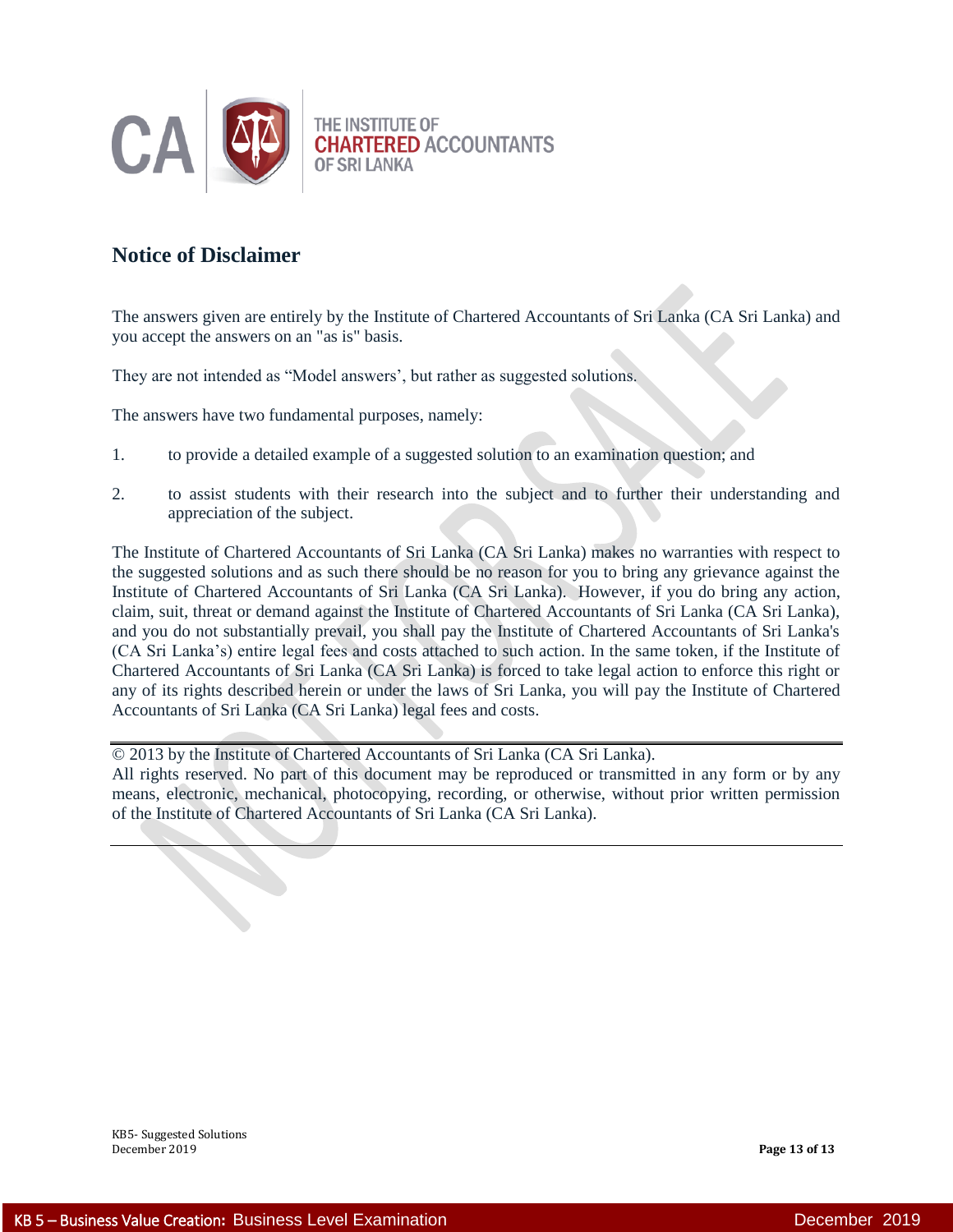# Notice of Disclaimer

The answers given are entirely by the Institute of Chartered Accountants of Sri Lanka (CA Sri Lanka) and you accept the answers on an "as is" basis.

They are not intended as "Model answers', but rather as suggested solutions.

The answers have two fundamental purposes, namely:

1. to provide a detailed example of a suggested solution to an examination question; and
2. to assist students with their research into the subject and to further their understanding and appreciation of the subject.

The Institute of Chartered Accountants of Sri Lanka (CA Sri Lanka) makes no warranties with respect to the suggested solutions and as such there should be no reason for you to bring any grievance against the Institute of Chartered Accountants of Sri Lanka (CA Sri Lanka). However, if you do bring any action, claim, suit, threat or demand against the Institute of Chartered Accountants of Sri Lanka (CA Sri Lanka), and you do not substantially prevail, you shall pay the Institute of Chartered Accountants of Sri Lanka's (CA Sri Lanka's) entire legal fees and costs attached to such action. In the same token, if the Institute of Chartered Accountants of Sri Lanka (CA Sri Lanka) is forced to take legal action to enforce this right or any of its rights described herein or under the laws of Sri Lanka, you will pay the Institute of Chartered Accountants of Sri Lanka (CA Sri Lanka) legal fees and costs.

---

© 2013 by the Institute of Chartered Accountants of Sri Lanka (CA Sri Lanka).
All rights reserved. No part of this document may be reproduced or transmitted in any form or by any means, electronic, mechanical, photocopying, recording, or otherwise, without prior written permission of the Institute of Chartered Accountants of Sri Lanka (CA Sri Lanka).

---